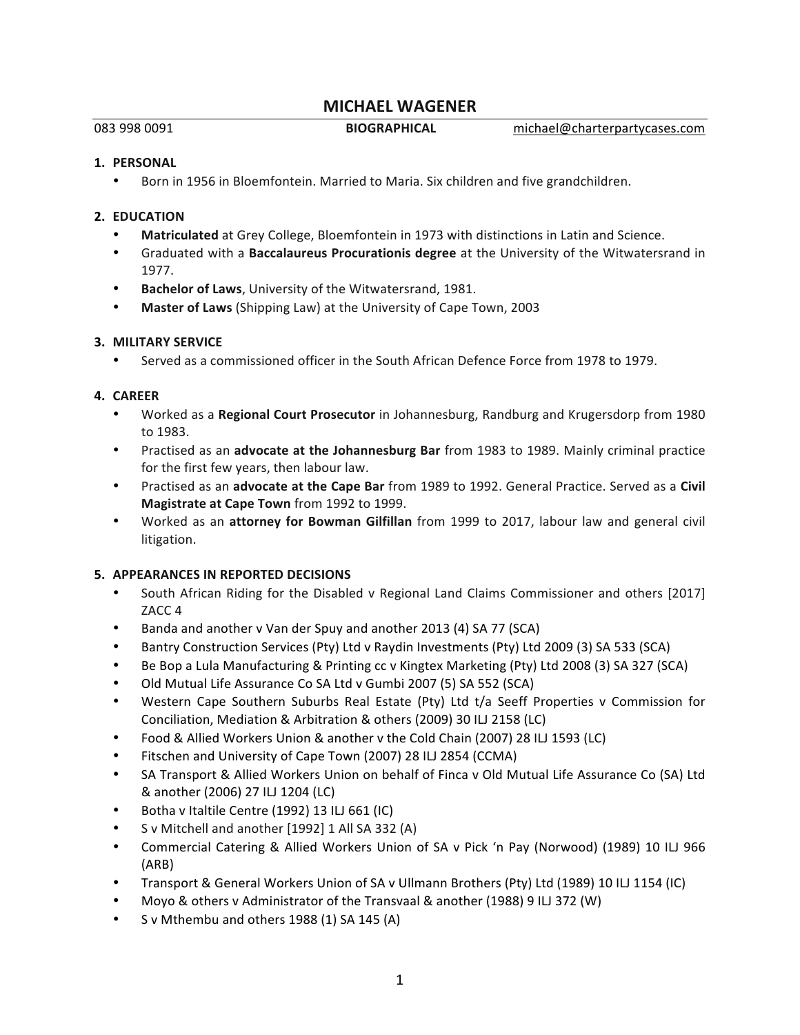# MICHAEL WAGENER

083 998 0091 **BIOGRAPHICAL** michael@charterpartycases.com

## 1. PERSONAL

- Born in 1956 in Bloemfontein. Married to Maria. Six children and five grandchildren.

## 2. EDUCATION

- **Matriculated** at Grey College, Bloemfontein in 1973 with distinctions in Latin and Science.
- Graduated with a **Baccalaureus Procurationis degree** at the University of the Witwatersrand in 1977.
- **Bachelor of Laws**, University of the Witwatersrand, 1981.
- **Master of Laws** (Shipping Law) at the University of Cape Town, 2003

## 3. MILITARY SERVICE

- Served as a commissioned officer in the South African Defence Force from 1978 to 1979.

## 4. CAREER

- Worked as a **Regional Court Prosecutor** in Johannesburg, Randburg and Krugersdorp from 1980 to 1983.
- Practised as an **advocate at the Johannesburg Bar** from 1983 to 1989. Mainly criminal practice for the first few years, then labour law.
- Practised as an **advocate at the Cape Bar** from 1989 to 1992. General Practice. Served as a **Civil Magistrate at Cape Town** from 1992 to 1999.
- Worked as an **attorney for Bowman Gilfillan** from 1999 to 2017, labour law and general civil litigation.

## 5. APPEARANCES IN REPORTED DECISIONS

- South African Riding for the Disabled v Regional Land Claims Commissioner and others [2017] ZACC 4
- Banda and another v Van der Spuy and another 2013 (4) SA 77 (SCA)
- Bantry Construction Services (Pty) Ltd v Raydin Investments (Pty) Ltd 2009 (3) SA 533 (SCA)
- Be Bop a Lula Manufacturing & Printing cc v Kingtex Marketing (Pty) Ltd 2008 (3) SA 327 (SCA)
- Old Mutual Life Assurance Co SA Ltd v Gumbi 2007 (5) SA 552 (SCA)
- Western Cape Southern Suburbs Real Estate (Pty) Ltd t/a Seeff Properties v Commission for Conciliation, Mediation & Arbitration & others (2009) 30 ILJ 2158 (LC)
- Food & Allied Workers Union & another v the Cold Chain (2007) 28 ILJ 1593 (LC)
- Fitschen and University of Cape Town (2007) 28 ILJ 2854 (CCMA)
- SA Transport & Allied Workers Union on behalf of Finca v Old Mutual Life Assurance Co (SA) Ltd & another (2006) 27 ILJ 1204 (LC)
- Botha v Italtile Centre (1992) 13 ILJ 661 (IC)
- S v Mitchell and another [1992] 1 All SA 332 (A)
- Commercial Catering & Allied Workers Union of SA v Pick 'n Pay (Norwood) (1989) 10 ILJ 966 (ARB)
- Transport & General Workers Union of SA v Ullmann Brothers (Pty) Ltd (1989) 10 ILJ 1154 (IC)
- Moyo & others v Administrator of the Transvaal & another (1988) 9 ILJ 372 (W)
- S v Mthembu and others 1988 (1) SA 145 (A)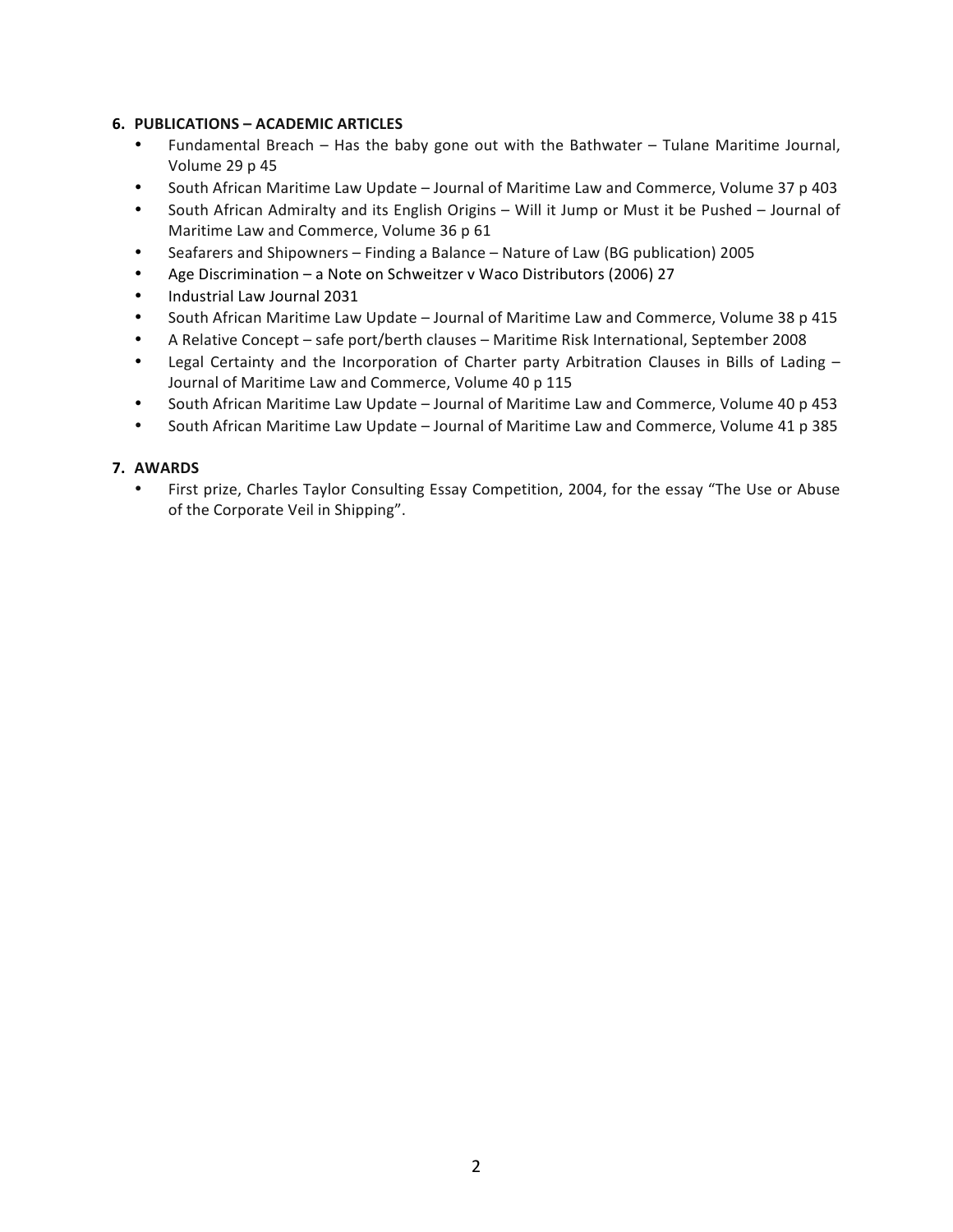## 6. PUBLICATIONS – ACADEMIC ARTICLES

- Fundamental Breach – Has the baby gone out with the Bathwater – Tulane Maritime Journal, Volume 29 p 45
- South African Maritime Law Update – Journal of Maritime Law and Commerce, Volume 37 p 403
- South African Admiralty and its English Origins – Will it Jump or Must it be Pushed – Journal of Maritime Law and Commerce, Volume 36 p 61
- Seafarers and Shipowners – Finding a Balance – Nature of Law (BG publication) 2005
- Age Discrimination – a Note on Schweitzer v Waco Distributors (2006) 27
- Industrial Law Journal 2031
- South African Maritime Law Update – Journal of Maritime Law and Commerce, Volume 38 p 415
- A Relative Concept – safe port/berth clauses – Maritime Risk International, September 2008
- Legal Certainty and the Incorporation of Charter party Arbitration Clauses in Bills of Lading – Journal of Maritime Law and Commerce, Volume 40 p 115
- South African Maritime Law Update – Journal of Maritime Law and Commerce, Volume 40 p 453
- South African Maritime Law Update – Journal of Maritime Law and Commerce, Volume 41 p 385

## 7. AWARDS

- First prize, Charles Taylor Consulting Essay Competition, 2004, for the essay "The Use or Abuse of the Corporate Veil in Shipping".